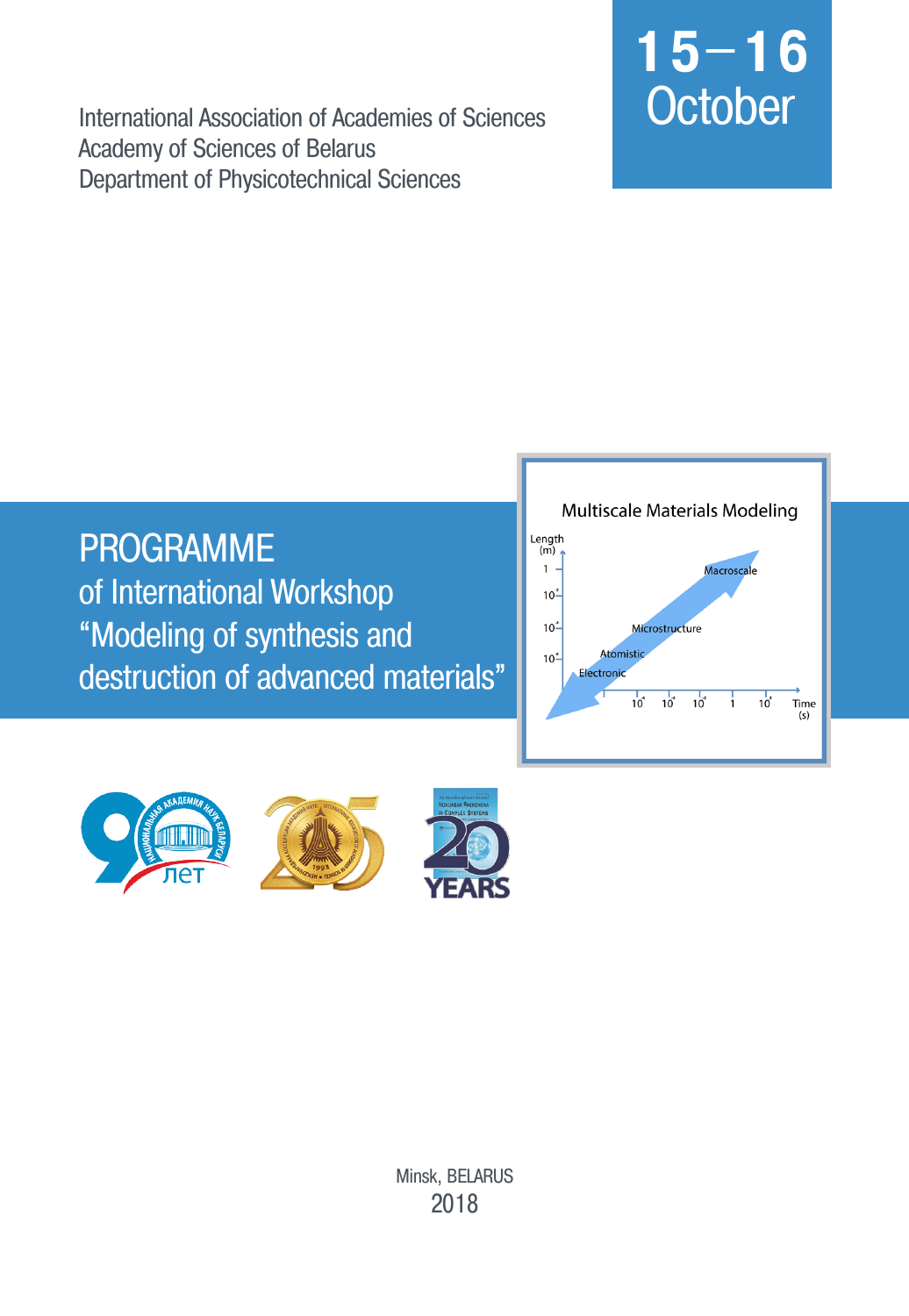International Association of Academies of Sciences
Academy of Sciences of Belarus
Department of Physicotechnical Sciences

**15–16 October**

# PROGRAMME
## of International Workshop “Modeling of synthesis and destruction of advanced materials”

Minsk, BELARUS
2018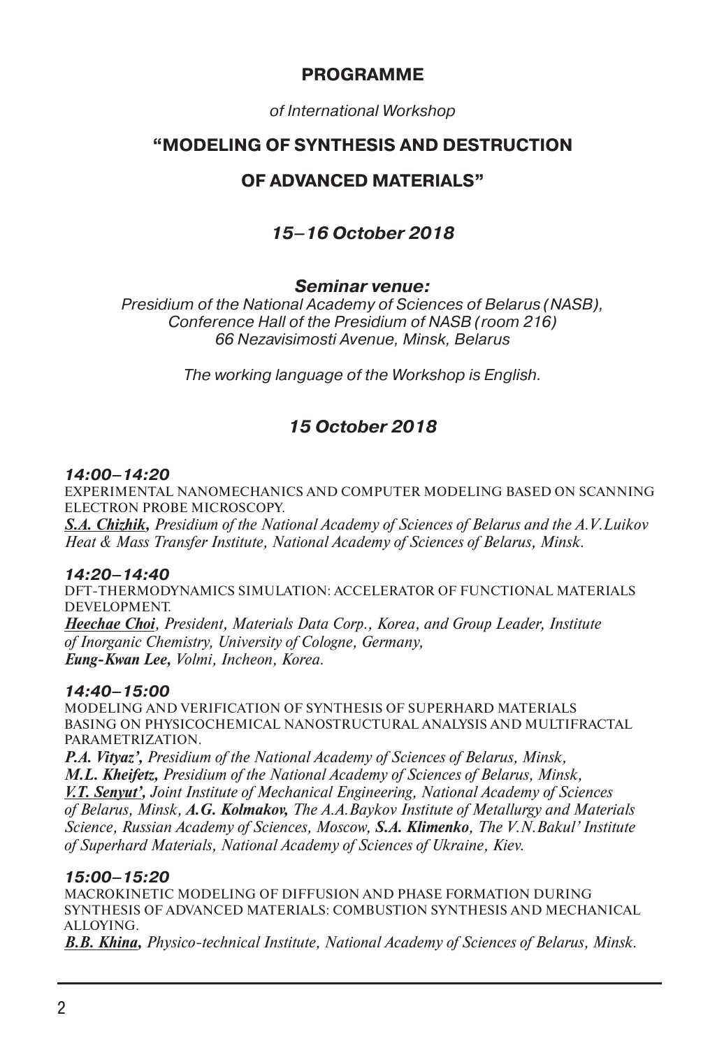## PROGRAMME

*of International Workshop*

# "MODELING OF SYNTHESIS AND DESTRUCTION OF ADVANCED MATERIALS"

### *15–16 October 2018*

***Seminar venue:***

*Presidium of the National Academy of Sciences of Belarus (NASB), Conference Hall of the Presidium of NASB (room 216) 66 Nezavisimosti Avenue, Minsk, Belarus*

*The working language of the Workshop is English.*

### *15 October 2018*

***14:00–14:20***

EXPERIMENTAL NANOMECHANICS AND COMPUTER MODELING BASED ON SCANNING ELECTRON PROBE MICROSCOPY.

***S.A. Chizhik,*** *Presidium of the National Academy of Sciences of Belarus and the A.V.Luikov Heat & Mass Transfer Institute, National Academy of Sciences of Belarus, Minsk.*

***14:20–14:40***

DFT-THERMODYNAMICS SIMULATION: ACCELERATOR OF FUNCTIONAL MATERIALS DEVELOPMENT.

***Heechae Choi****, President, Materials Data Corp., Korea, and Group Leader, Institute of Inorganic Chemistry, University of Cologne, Germany,*
***Eung-Kwan Lee,*** *Volmi, Incheon, Korea.*

***14:40–15:00***

MODELING AND VERIFICATION OF SYNTHESIS OF SUPERHARD MATERIALS BASING ON PHYSICOCHEMICAL NANOSTRUCTURAL ANALYSIS AND MULTIFRACTAL PARAMETRIZATION.

***P.A. Vityaz',*** *Presidium of the National Academy of Sciences of Belarus, Minsk,*
***M.L. Kheifetz,*** *Presidium of the National Academy of Sciences of Belarus, Minsk,*
***V.T. Senyut',*** *Joint Institute of Mechanical Engineering, National Academy of Sciences of Belarus, Minsk,* ***A.G. Kolmakov,*** *The A.A.Baykov Institute of Metallurgy and Materials Science, Russian Academy of Sciences, Moscow,* ***S.A. Klimenko****, The V.N.Bakul' Institute of Superhard Materials, National Academy of Sciences of Ukraine, Kiev.*

***15:00–15:20***

MACROKINETIC MODELING OF DIFFUSION AND PHASE FORMATION DURING SYNTHESIS OF ADVANCED MATERIALS: COMBUSTION SYNTHESIS AND MECHANICAL ALLOYING.

***B.B. Khina,*** *Physico-technical Institute, National Academy of Sciences of Belarus, Minsk.*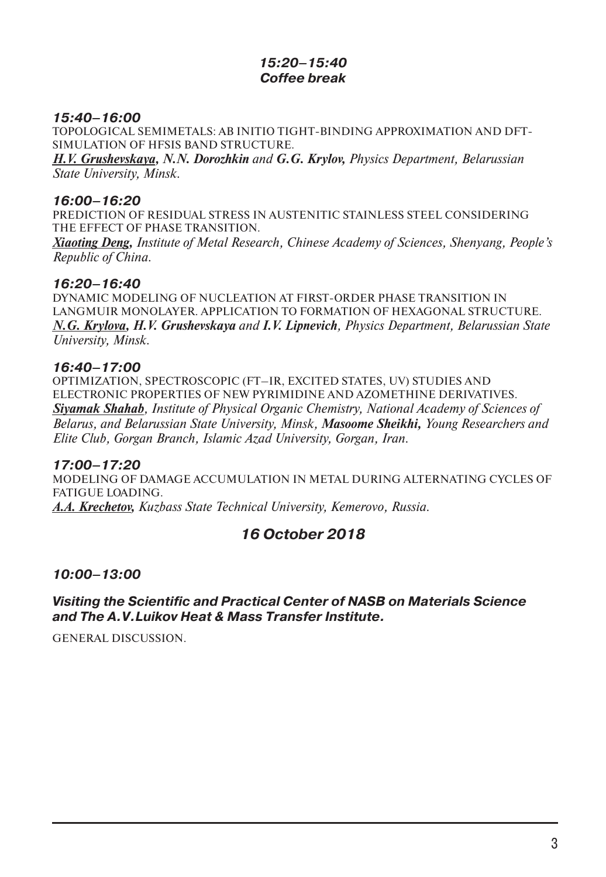***15:20–15:40***
***Coffee break***

***15:40–16:00***

TOPOLOGICAL SEMIMETALS: AB INITIO TIGHT-BINDING APPROXIMATION AND DFT-SIMULATION OF HFSIS BAND STRUCTURE.

***H.V. Grushevskaya**, **N.N. Dorozhkin** and **G.G. Krylov**, Physics Department, Belarussian State University, Minsk.*

***16:00–16:20***

PREDICTION OF RESIDUAL STRESS IN AUSTENITIC STAINLESS STEEL CONSIDERING THE EFFECT OF PHASE TRANSITION.

***Xiaoting Deng**, Institute of Metal Research, Chinese Academy of Sciences, Shenyang, People's Republic of China.*

***16:20–16:40***

DYNAMIC MODELING OF NUCLEATION AT FIRST-ORDER PHASE TRANSITION IN LANGMUIR MONOLAYER. APPLICATION TO FORMATION OF HEXAGONAL STRUCTURE.

***N.G. Krylova**, **H.V. Grushevskaya** and **I.V. Lipnevich**, Physics Department, Belarussian State University, Minsk.*

***16:40–17:00***

OPTIMIZATION, SPECTROSCOPIC (FT–IR, EXCITED STATES, UV) STUDIES AND ELECTRONIC PROPERTIES OF NEW PYRIMIDINE AND AZOMETHINE DERIVATIVES.

***Siyamak Shahab**, Institute of Physical Organic Chemistry, National Academy of Sciences of Belarus, and Belarussian State University, Minsk, **Masoome Sheikhi**, Young Researchers and Elite Club, Gorgan Branch, Islamic Azad University, Gorgan, Iran.*

***17:00–17:20***

MODELING OF DAMAGE ACCUMULATION IN METAL DURING ALTERNATING CYCLES OF FATIGUE LOADING.

***A.A. Krechetov**, Kuzbass State Technical University, Kemerovo, Russia.*

## *16 October 2018*

***10:00–13:00***

***Visiting the Scientific and Practical Center of NASB on Materials Science and The A.V. Luikov Heat & Mass Transfer Institute.***

GENERAL DISCUSSION.